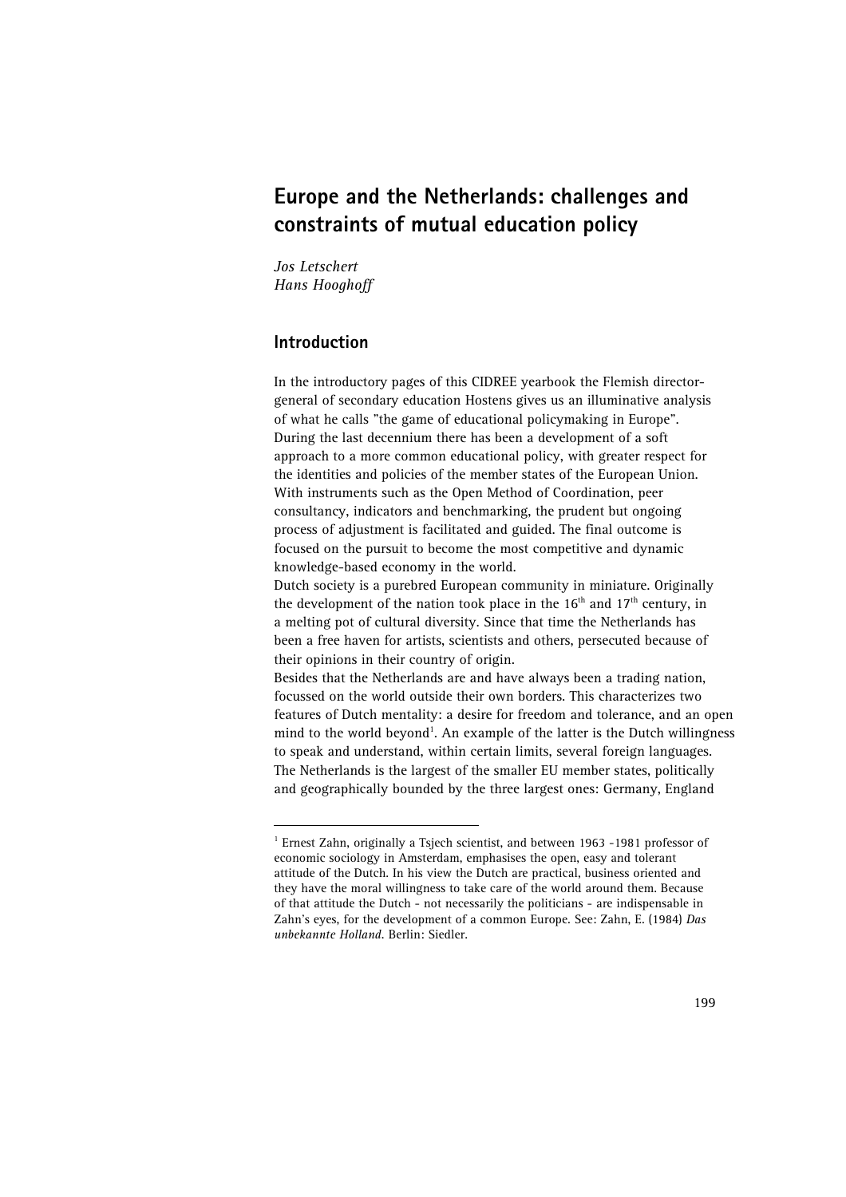# Europe and the Netherlands: challenges and constraints of mutual education policy

*Jos Letschert*
*Hans Hooghoff*

## Introduction

In the introductory pages of this CIDREE yearbook the Flemish director-general of secondary education Hostens gives us an illuminative analysis of what he calls "the game of educational policymaking in Europe". During the last decennium there has been a development of a soft approach to a more common educational policy, with greater respect for the identities and policies of the member states of the European Union. With instruments such as the Open Method of Coordination, peer consultancy, indicators and benchmarking, the prudent but ongoing process of adjustment is facilitated and guided. The final outcome is focused on the pursuit to become the most competitive and dynamic knowledge-based economy in the world.

Dutch society is a purebred European community in miniature. Originally the development of the nation took place in the 16th and 17th century, in a melting pot of cultural diversity. Since that time the Netherlands has been a free haven for artists, scientists and others, persecuted because of their opinions in their country of origin.

Besides that the Netherlands are and have always been a trading nation, focussed on the world outside their own borders. This characterizes two features of Dutch mentality: a desire for freedom and tolerance, and an open mind to the world beyond[1]. An example of the latter is the Dutch willingness to speak and understand, within certain limits, several foreign languages. The Netherlands is the largest of the smaller EU member states, politically and geographically bounded by the three largest ones: Germany, England

---

[1] Ernest Zahn, originally a Tsjech scientist, and between 1963 -1981 professor of economic sociology in Amsterdam, emphasises the open, easy and tolerant attitude of the Dutch. In his view the Dutch are practical, business oriented and they have the moral willingness to take care of the world around them. Because of that attitude the Dutch - not necessarily the politicians - are indispensable in Zahn's eyes, for the development of a common Europe. See: Zahn, E. (1984) *Das unbekannte Holland*. Berlin: Siedler.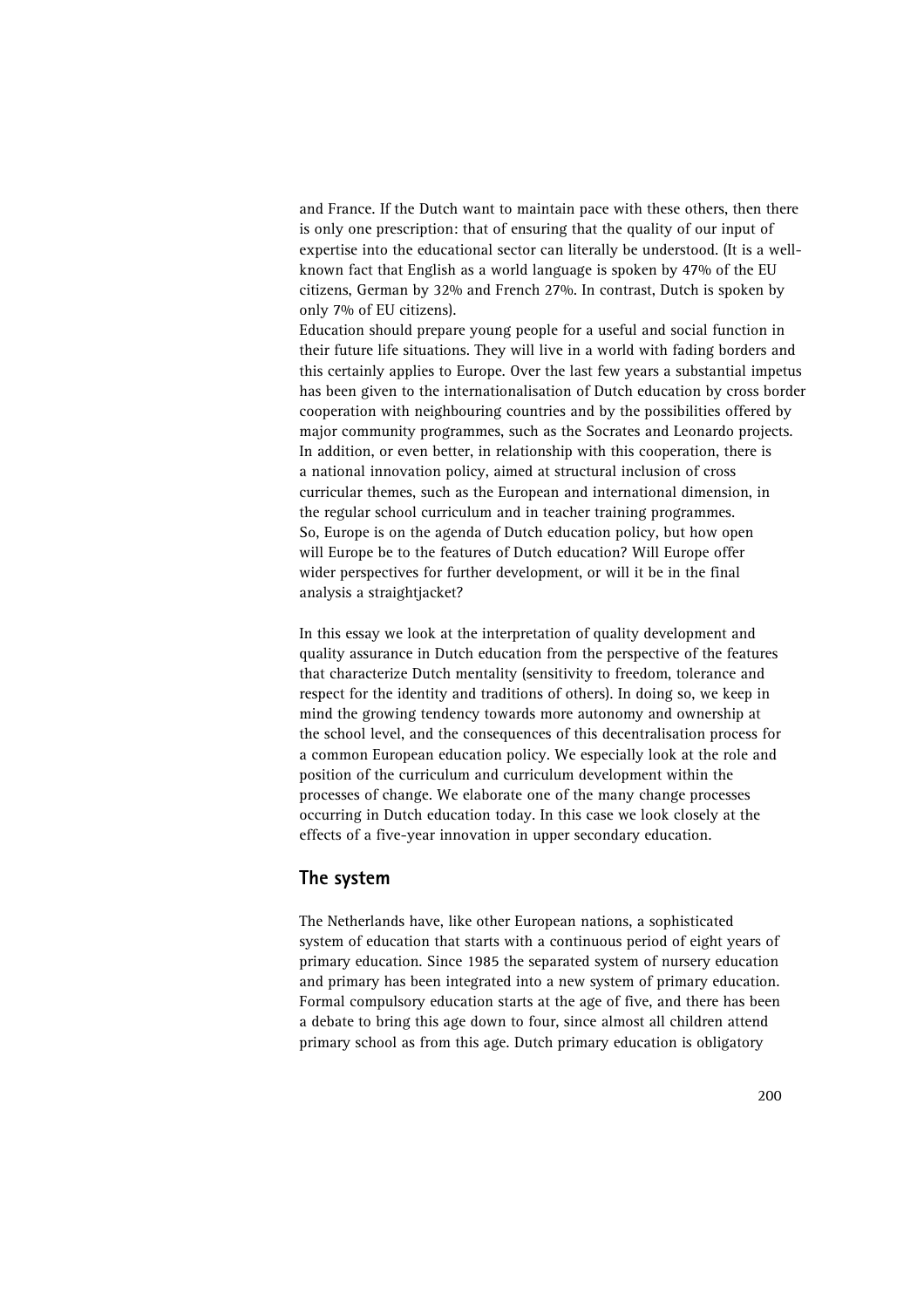and France. If the Dutch want to maintain pace with these others, then there is only one prescription: that of ensuring that the quality of our input of expertise into the educational sector can literally be understood. (It is a well-known fact that English as a world language is spoken by 47% of the EU citizens, German by 32% and French 27%. In contrast, Dutch is spoken by only 7% of EU citizens).

Education should prepare young people for a useful and social function in their future life situations. They will live in a world with fading borders and this certainly applies to Europe. Over the last few years a substantial impetus has been given to the internationalisation of Dutch education by cross border cooperation with neighbouring countries and by the possibilities offered by major community programmes, such as the Socrates and Leonardo projects. In addition, or even better, in relationship with this cooperation, there is a national innovation policy, aimed at structural inclusion of cross curricular themes, such as the European and international dimension, in the regular school curriculum and in teacher training programmes. So, Europe is on the agenda of Dutch education policy, but how open will Europe be to the features of Dutch education? Will Europe offer wider perspectives for further development, or will it be in the final analysis a straightjacket?

In this essay we look at the interpretation of quality development and quality assurance in Dutch education from the perspective of the features that characterize Dutch mentality (sensitivity to freedom, tolerance and respect for the identity and traditions of others). In doing so, we keep in mind the growing tendency towards more autonomy and ownership at the school level, and the consequences of this decentralisation process for a common European education policy. We especially look at the role and position of the curriculum and curriculum development within the processes of change. We elaborate one of the many change processes occurring in Dutch education today. In this case we look closely at the effects of a five-year innovation in upper secondary education.

## The system

The Netherlands have, like other European nations, a sophisticated system of education that starts with a continuous period of eight years of primary education. Since 1985 the separated system of nursery education and primary has been integrated into a new system of primary education. Formal compulsory education starts at the age of five, and there has been a debate to bring this age down to four, since almost all children attend primary school as from this age. Dutch primary education is obligatory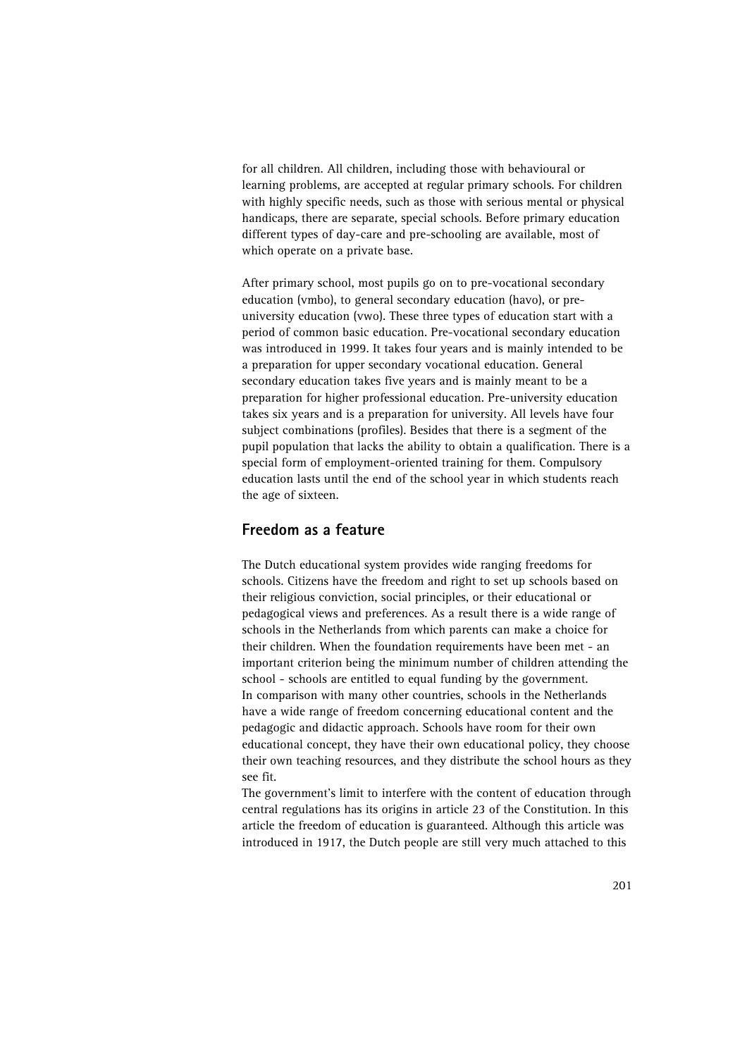for all children. All children, including those with behavioural or learning problems, are accepted at regular primary schools. For children with highly specific needs, such as those with serious mental or physical handicaps, there are separate, special schools. Before primary education different types of day-care and pre-schooling are available, most of which operate on a private base.

After primary school, most pupils go on to pre-vocational secondary education (vmbo), to general secondary education (havo), or pre-university education (vwo). These three types of education start with a period of common basic education. Pre-vocational secondary education was introduced in 1999. It takes four years and is mainly intended to be a preparation for upper secondary vocational education. General secondary education takes five years and is mainly meant to be a preparation for higher professional education. Pre-university education takes six years and is a preparation for university. All levels have four subject combinations (profiles). Besides that there is a segment of the pupil population that lacks the ability to obtain a qualification. There is a special form of employment-oriented training for them. Compulsory education lasts until the end of the school year in which students reach the age of sixteen.

## Freedom as a feature

The Dutch educational system provides wide ranging freedoms for schools. Citizens have the freedom and right to set up schools based on their religious conviction, social principles, or their educational or pedagogical views and preferences. As a result there is a wide range of schools in the Netherlands from which parents can make a choice for their children. When the foundation requirements have been met - an important criterion being the minimum number of children attending the school - schools are entitled to equal funding by the government.
In comparison with many other countries, schools in the Netherlands have a wide range of freedom concerning educational content and the pedagogic and didactic approach. Schools have room for their own educational concept, they have their own educational policy, they choose their own teaching resources, and they distribute the school hours as they see fit.
The government's limit to interfere with the content of education through central regulations has its origins in article 23 of the Constitution. In this article the freedom of education is guaranteed. Although this article was introduced in 1917, the Dutch people are still very much attached to this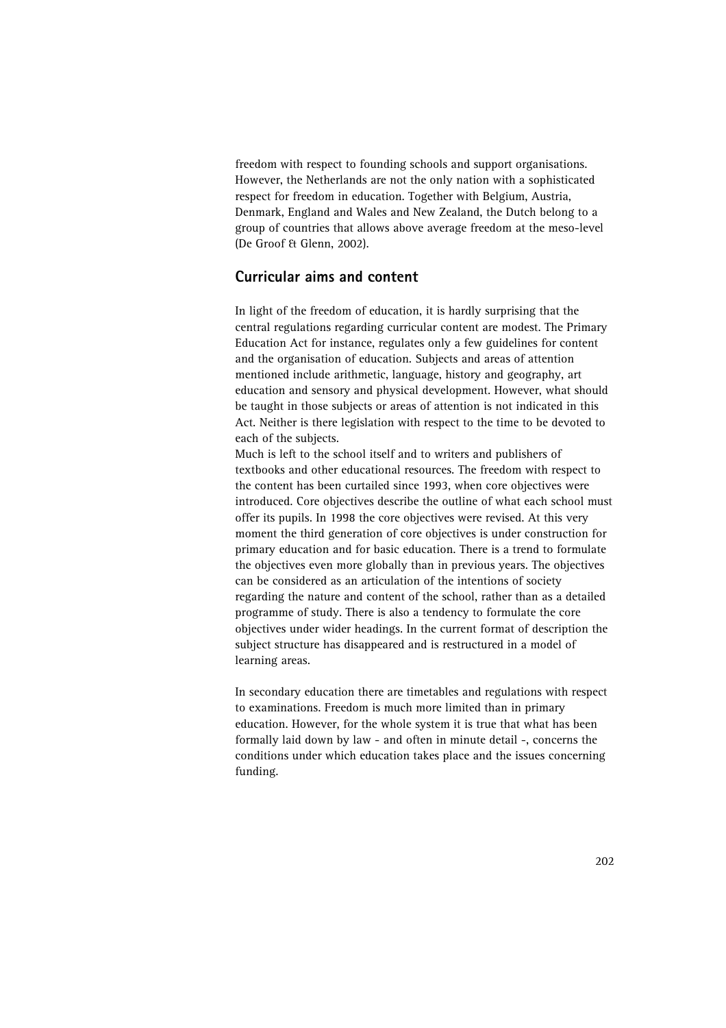freedom with respect to founding schools and support organisations. However, the Netherlands are not the only nation with a sophisticated respect for freedom in education. Together with Belgium, Austria, Denmark, England and Wales and New Zealand, the Dutch belong to a group of countries that allows above average freedom at the meso-level (De Groof & Glenn, 2002).

## Curricular aims and content

In light of the freedom of education, it is hardly surprising that the central regulations regarding curricular content are modest. The Primary Education Act for instance, regulates only a few guidelines for content and the organisation of education. Subjects and areas of attention mentioned include arithmetic, language, history and geography, art education and sensory and physical development. However, what should be taught in those subjects or areas of attention is not indicated in this Act. Neither is there legislation with respect to the time to be devoted to each of the subjects.

Much is left to the school itself and to writers and publishers of textbooks and other educational resources. The freedom with respect to the content has been curtailed since 1993, when core objectives were introduced. Core objectives describe the outline of what each school must offer its pupils. In 1998 the core objectives were revised. At this very moment the third generation of core objectives is under construction for primary education and for basic education. There is a trend to formulate the objectives even more globally than in previous years. The objectives can be considered as an articulation of the intentions of society regarding the nature and content of the school, rather than as a detailed programme of study. There is also a tendency to formulate the core objectives under wider headings. In the current format of description the subject structure has disappeared and is restructured in a model of learning areas.

In secondary education there are timetables and regulations with respect to examinations. Freedom is much more limited than in primary education. However, for the whole system it is true that what has been formally laid down by law - and often in minute detail -, concerns the conditions under which education takes place and the issues concerning funding.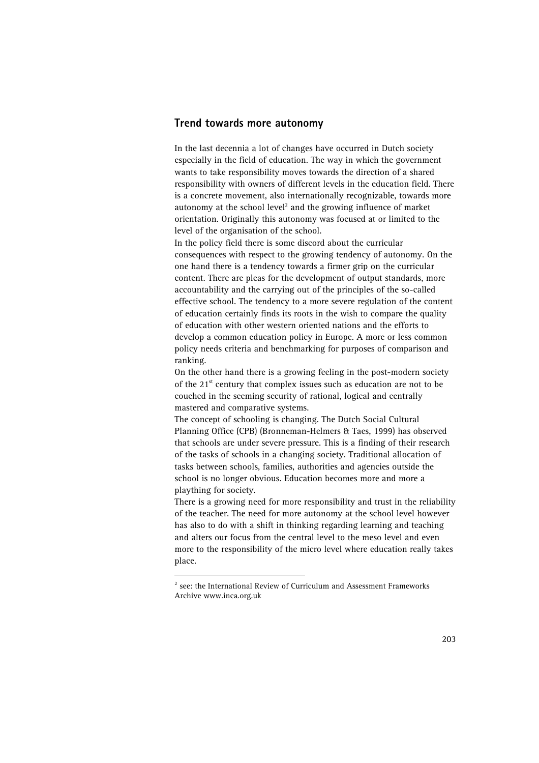## Trend towards more autonomy

In the last decennia a lot of changes have occurred in Dutch society especially in the field of education. The way in which the government wants to take responsibility moves towards the direction of a shared responsibility with owners of different levels in the education field. There is a concrete movement, also internationally recognizable, towards more autonomy at the school level[2] and the growing influence of market orientation. Originally this autonomy was focused at or limited to the level of the organisation of the school.

In the policy field there is some discord about the curricular consequences with respect to the growing tendency of autonomy. On the one hand there is a tendency towards a firmer grip on the curricular content. There are pleas for the development of output standards, more accountability and the carrying out of the principles of the so-called effective school. The tendency to a more severe regulation of the content of education certainly finds its roots in the wish to compare the quality of education with other western oriented nations and the efforts to develop a common education policy in Europe. A more or less common policy needs criteria and benchmarking for purposes of comparison and ranking.

On the other hand there is a growing feeling in the post-modern society of the 21st century that complex issues such as education are not to be couched in the seeming security of rational, logical and centrally mastered and comparative systems.

The concept of schooling is changing. The Dutch Social Cultural Planning Office (CPB) (Bronneman-Helmers & Taes, 1999) has observed that schools are under severe pressure. This is a finding of their research of the tasks of schools in a changing society. Traditional allocation of tasks between schools, families, authorities and agencies outside the school is no longer obvious. Education becomes more and more a plaything for society.

There is a growing need for more responsibility and trust in the reliability of the teacher. The need for more autonomy at the school level however has also to do with a shift in thinking regarding learning and teaching and alters our focus from the central level to the meso level and even more to the responsibility of the micro level where education really takes place.

---

[2] see: the International Review of Curriculum and Assessment Frameworks Archive www.inca.org.uk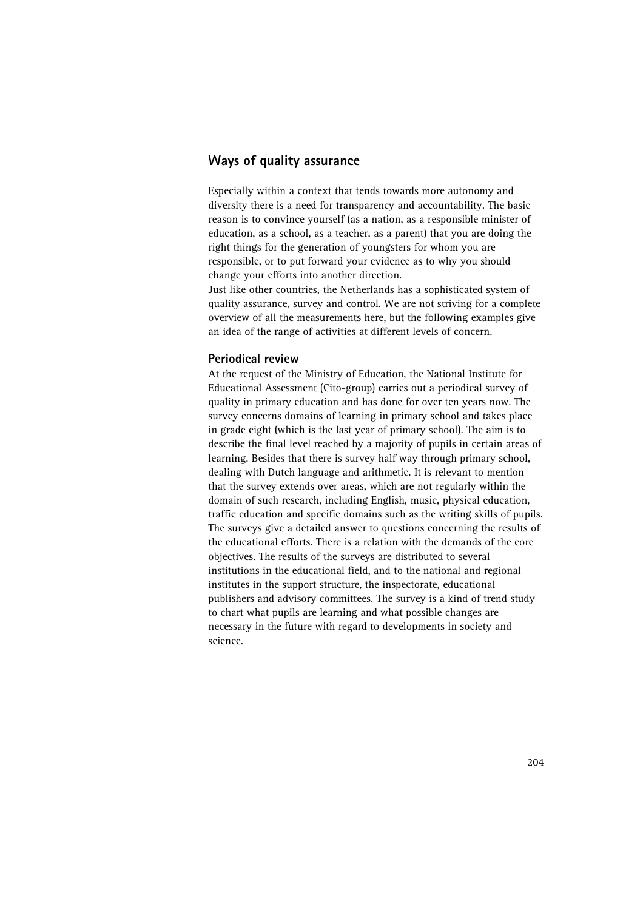## Ways of quality assurance

Especially within a context that tends towards more autonomy and diversity there is a need for transparency and accountability. The basic reason is to convince yourself (as a nation, as a responsible minister of education, as a school, as a teacher, as a parent) that you are doing the right things for the generation of youngsters for whom you are responsible, or to put forward your evidence as to why you should change your efforts into another direction.
Just like other countries, the Netherlands has a sophisticated system of quality assurance, survey and control. We are not striving for a complete overview of all the measurements here, but the following examples give an idea of the range of activities at different levels of concern.

### Periodical review

At the request of the Ministry of Education, the National Institute for Educational Assessment (Cito-group) carries out a periodical survey of quality in primary education and has done for over ten years now. The survey concerns domains of learning in primary school and takes place in grade eight (which is the last year of primary school). The aim is to describe the final level reached by a majority of pupils in certain areas of learning. Besides that there is survey half way through primary school, dealing with Dutch language and arithmetic. It is relevant to mention that the survey extends over areas, which are not regularly within the domain of such research, including English, music, physical education, traffic education and specific domains such as the writing skills of pupils. The surveys give a detailed answer to questions concerning the results of the educational efforts. There is a relation with the demands of the core objectives. The results of the surveys are distributed to several institutions in the educational field, and to the national and regional institutes in the support structure, the inspectorate, educational publishers and advisory committees. The survey is a kind of trend study to chart what pupils are learning and what possible changes are necessary in the future with regard to developments in society and science.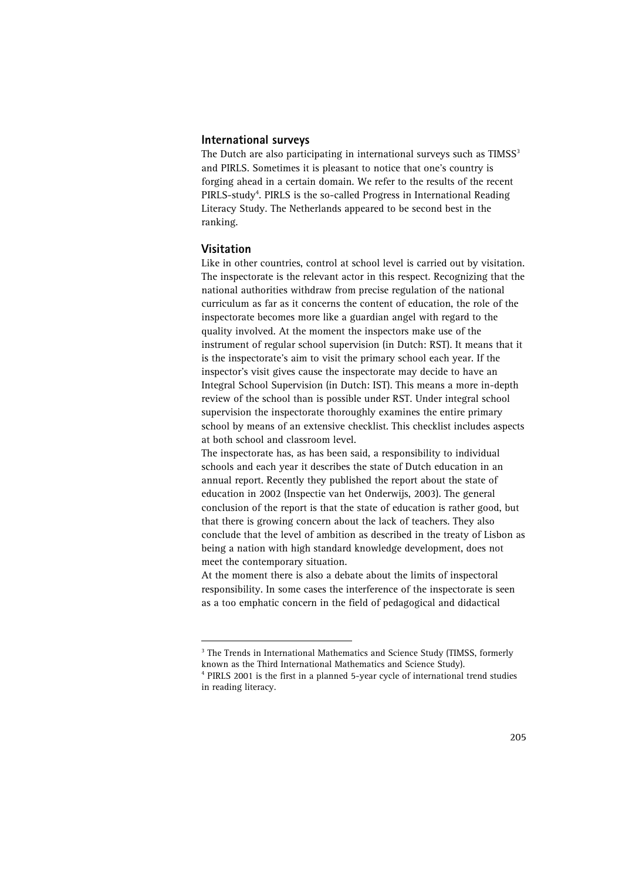## International surveys

The Dutch are also participating in international surveys such as TIMSS[3] and PIRLS. Sometimes it is pleasant to notice that one's country is forging ahead in a certain domain. We refer to the results of the recent PIRLS-study[4]. PIRLS is the so-called Progress in International Reading Literacy Study. The Netherlands appeared to be second best in the ranking.

## Visitation

Like in other countries, control at school level is carried out by visitation. The inspectorate is the relevant actor in this respect. Recognizing that the national authorities withdraw from precise regulation of the national curriculum as far as it concerns the content of education, the role of the inspectorate becomes more like a guardian angel with regard to the quality involved. At the moment the inspectors make use of the instrument of regular school supervision (in Dutch: RST). It means that it is the inspectorate's aim to visit the primary school each year. If the inspector's visit gives cause the inspectorate may decide to have an Integral School Supervision (in Dutch: IST). This means a more in-depth review of the school than is possible under RST. Under integral school supervision the inspectorate thoroughly examines the entire primary school by means of an extensive checklist. This checklist includes aspects at both school and classroom level.

The inspectorate has, as has been said, a responsibility to individual schools and each year it describes the state of Dutch education in an annual report. Recently they published the report about the state of education in 2002 (Inspectie van het Onderwijs, 2003). The general conclusion of the report is that the state of education is rather good, but that there is growing concern about the lack of teachers. They also conclude that the level of ambition as described in the treaty of Lisbon as being a nation with high standard knowledge development, does not meet the contemporary situation.

At the moment there is also a debate about the limits of inspectoral responsibility. In some cases the interference of the inspectorate is seen as a too emphatic concern in the field of pedagogical and didactical

---

[3] The Trends in International Mathematics and Science Study (TIMSS, formerly known as the Third International Mathematics and Science Study).

[4] PIRLS 2001 is the first in a planned 5-year cycle of international trend studies in reading literacy.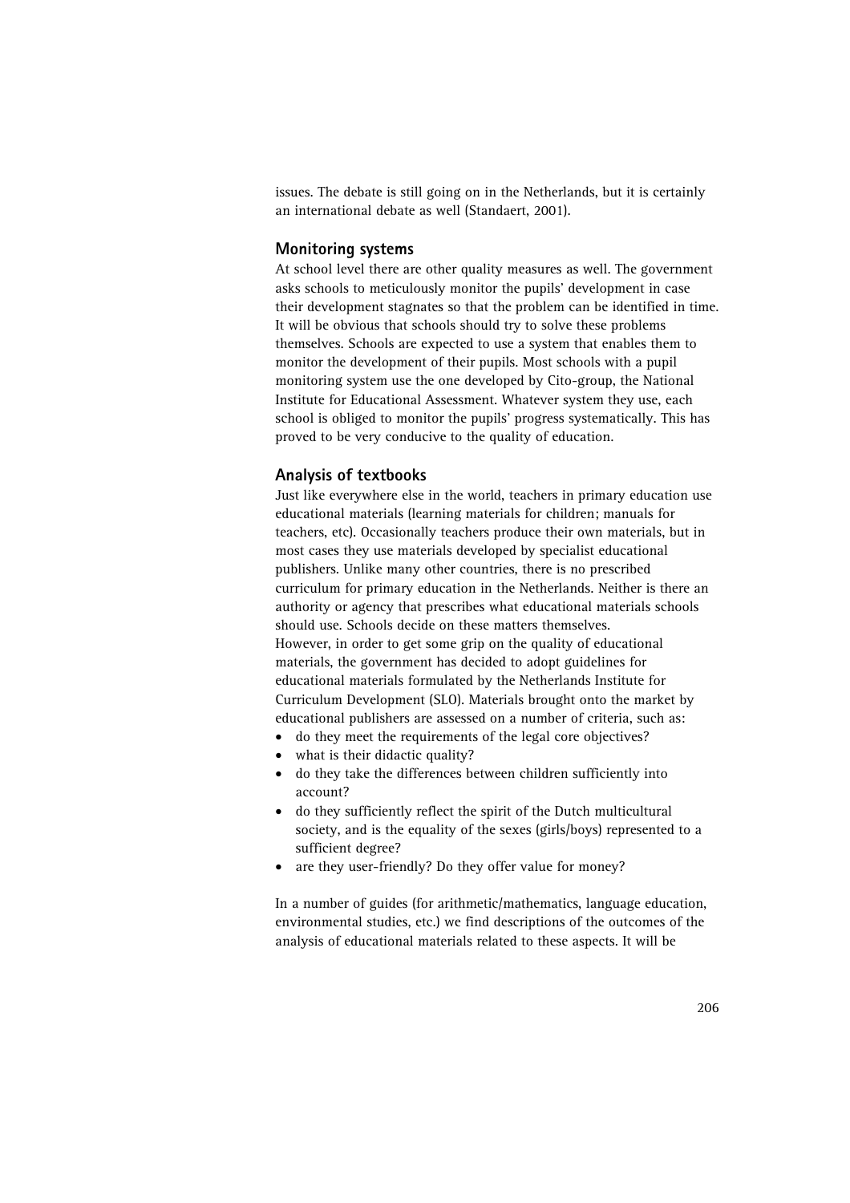issues. The debate is still going on in the Netherlands, but it is certainly an international debate as well (Standaert, 2001).

## Monitoring systems

At school level there are other quality measures as well. The government asks schools to meticulously monitor the pupils' development in case their development stagnates so that the problem can be identified in time. It will be obvious that schools should try to solve these problems themselves. Schools are expected to use a system that enables them to monitor the development of their pupils. Most schools with a pupil monitoring system use the one developed by Cito-group, the National Institute for Educational Assessment. Whatever system they use, each school is obliged to monitor the pupils' progress systematically. This has proved to be very conducive to the quality of education.

## Analysis of textbooks

Just like everywhere else in the world, teachers in primary education use educational materials (learning materials for children; manuals for teachers, etc). Occasionally teachers produce their own materials, but in most cases they use materials developed by specialist educational publishers. Unlike many other countries, there is no prescribed curriculum for primary education in the Netherlands. Neither is there an authority or agency that prescribes what educational materials schools should use. Schools decide on these matters themselves.
However, in order to get some grip on the quality of educational materials, the government has decided to adopt guidelines for educational materials formulated by the Netherlands Institute for Curriculum Development (SLO). Materials brought onto the market by educational publishers are assessed on a number of criteria, such as:

- do they meet the requirements of the legal core objectives?
- what is their didactic quality?
- do they take the differences between children sufficiently into account?
- do they sufficiently reflect the spirit of the Dutch multicultural society, and is the equality of the sexes (girls/boys) represented to a sufficient degree?
- are they user-friendly? Do they offer value for money?

In a number of guides (for arithmetic/mathematics, language education, environmental studies, etc.) we find descriptions of the outcomes of the analysis of educational materials related to these aspects. It will be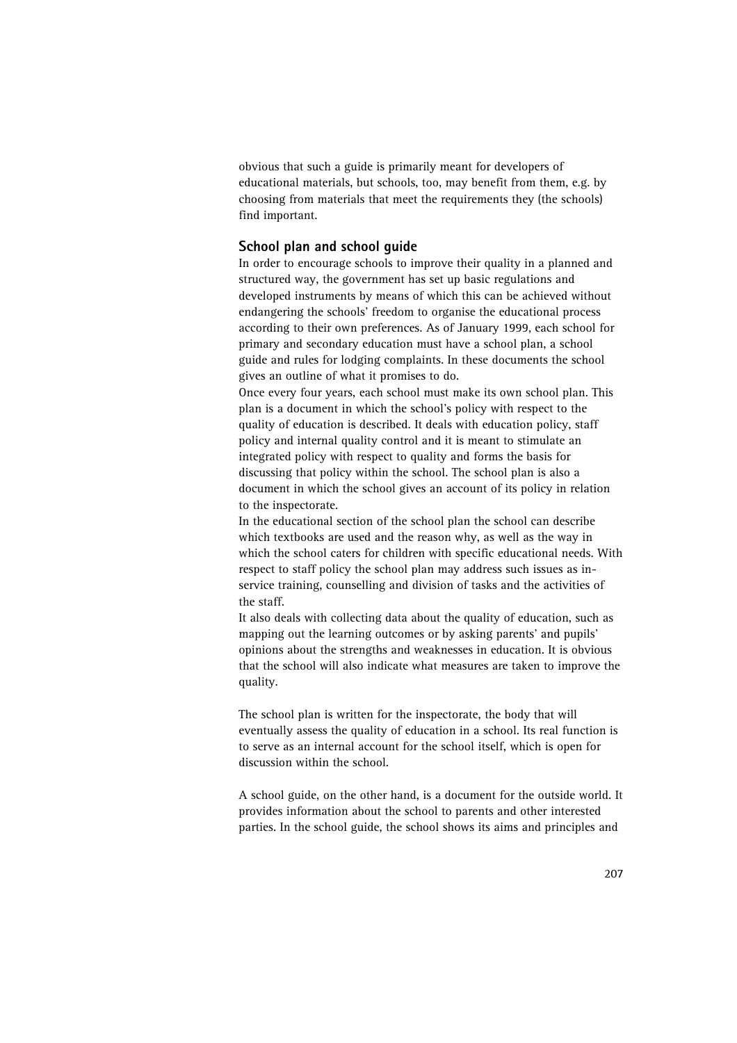obvious that such a guide is primarily meant for developers of educational materials, but schools, too, may benefit from them, e.g. by choosing from materials that meet the requirements they (the schools) find important.

### School plan and school guide

In order to encourage schools to improve their quality in a planned and structured way, the government has set up basic regulations and developed instruments by means of which this can be achieved without endangering the schools' freedom to organise the educational process according to their own preferences. As of January 1999, each school for primary and secondary education must have a school plan, a school guide and rules for lodging complaints. In these documents the school gives an outline of what it promises to do.

Once every four years, each school must make its own school plan. This plan is a document in which the school's policy with respect to the quality of education is described. It deals with education policy, staff policy and internal quality control and it is meant to stimulate an integrated policy with respect to quality and forms the basis for discussing that policy within the school. The school plan is also a document in which the school gives an account of its policy in relation to the inspectorate.

In the educational section of the school plan the school can describe which textbooks are used and the reason why, as well as the way in which the school caters for children with specific educational needs. With respect to staff policy the school plan may address such issues as in-service training, counselling and division of tasks and the activities of the staff.

It also deals with collecting data about the quality of education, such as mapping out the learning outcomes or by asking parents' and pupils' opinions about the strengths and weaknesses in education. It is obvious that the school will also indicate what measures are taken to improve the quality.

The school plan is written for the inspectorate, the body that will eventually assess the quality of education in a school. Its real function is to serve as an internal account for the school itself, which is open for discussion within the school.

A school guide, on the other hand, is a document for the outside world. It provides information about the school to parents and other interested parties. In the school guide, the school shows its aims and principles and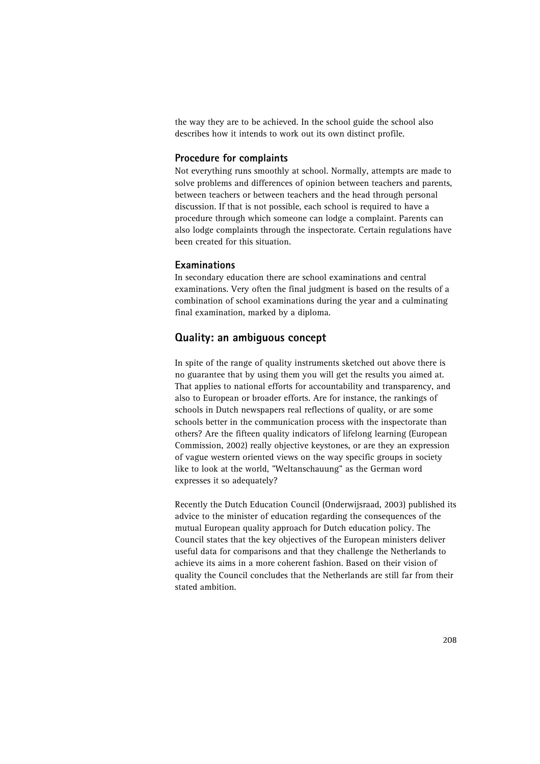the way they are to be achieved. In the school guide the school also describes how it intends to work out its own distinct profile.

### Procedure for complaints

Not everything runs smoothly at school. Normally, attempts are made to solve problems and differences of opinion between teachers and parents, between teachers or between teachers and the head through personal discussion. If that is not possible, each school is required to have a procedure through which someone can lodge a complaint. Parents can also lodge complaints through the inspectorate. Certain regulations have been created for this situation.

### Examinations

In secondary education there are school examinations and central examinations. Very often the final judgment is based on the results of a combination of school examinations during the year and a culminating final examination, marked by a diploma.

## Quality: an ambiguous concept

In spite of the range of quality instruments sketched out above there is no guarantee that by using them you will get the results you aimed at. That applies to national efforts for accountability and transparency, and also to European or broader efforts. Are for instance, the rankings of schools in Dutch newspapers real reflections of quality, or are some schools better in the communication process with the inspectorate than others? Are the fifteen quality indicators of lifelong learning (European Commission, 2002) really objective keystones, or are they an expression of vague western oriented views on the way specific groups in society like to look at the world, "Weltanschauung" as the German word expresses it so adequately?

Recently the Dutch Education Council (Onderwijsraad, 2003) published its advice to the minister of education regarding the consequences of the mutual European quality approach for Dutch education policy. The Council states that the key objectives of the European ministers deliver useful data for comparisons and that they challenge the Netherlands to achieve its aims in a more coherent fashion. Based on their vision of quality the Council concludes that the Netherlands are still far from their stated ambition.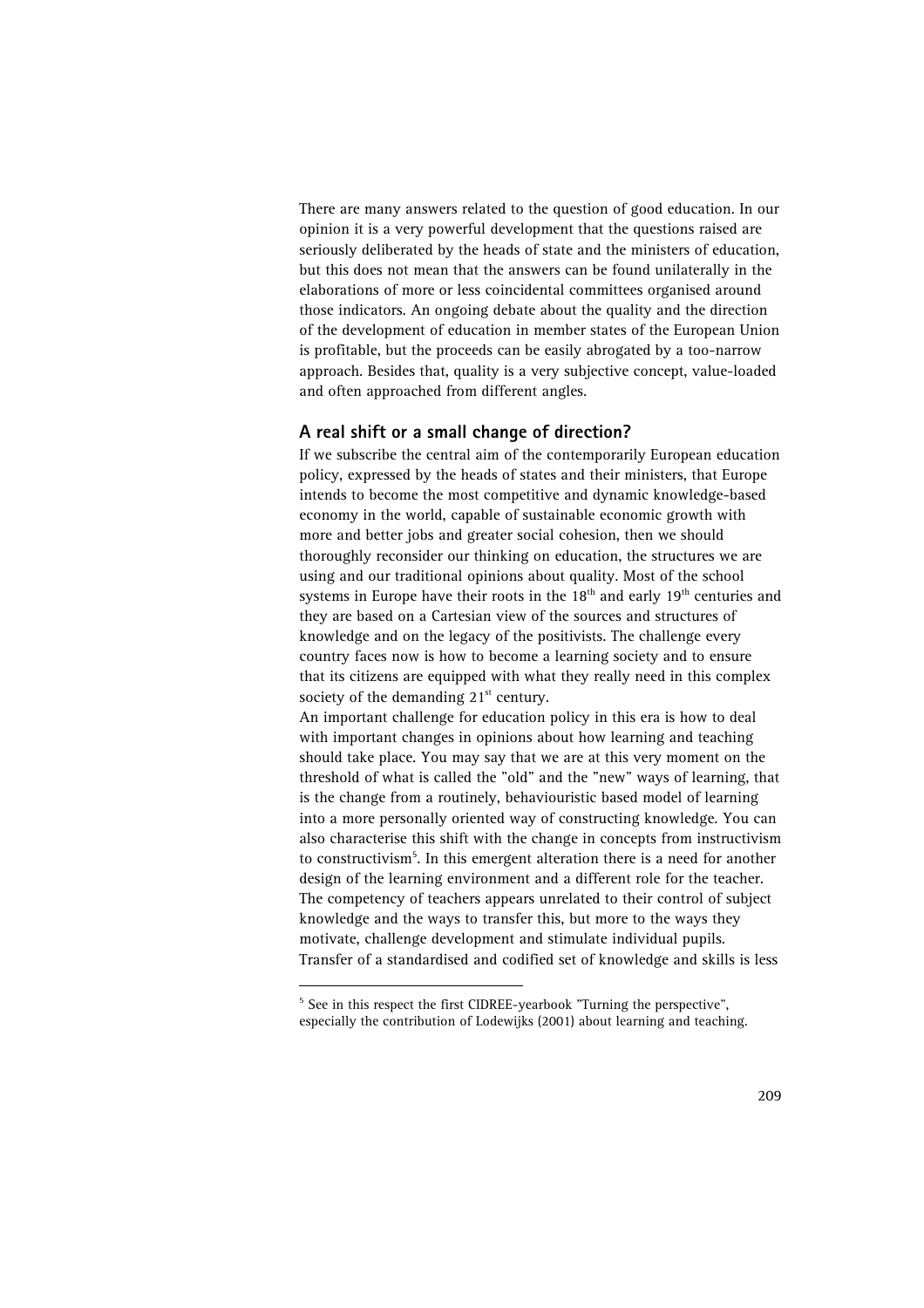There are many answers related to the question of good education. In our opinion it is a very powerful development that the questions raised are seriously deliberated by the heads of state and the ministers of education, but this does not mean that the answers can be found unilaterally in the elaborations of more or less coincidental committees organised around those indicators. An ongoing debate about the quality and the direction of the development of education in member states of the European Union is profitable, but the proceeds can be easily abrogated by a too-narrow approach. Besides that, quality is a very subjective concept, value-loaded and often approached from different angles.

## A real shift or a small change of direction?

If we subscribe the central aim of the contemporarily European education policy, expressed by the heads of states and their ministers, that Europe intends to become the most competitive and dynamic knowledge-based economy in the world, capable of sustainable economic growth with more and better jobs and greater social cohesion, then we should thoroughly reconsider our thinking on education, the structures we are using and our traditional opinions about quality. Most of the school systems in Europe have their roots in the 18th and early 19th centuries and they are based on a Cartesian view of the sources and structures of knowledge and on the legacy of the positivists. The challenge every country faces now is how to become a learning society and to ensure that its citizens are equipped with what they really need in this complex society of the demanding 21st century.

An important challenge for education policy in this era is how to deal with important changes in opinions about how learning and teaching should take place. You may say that we are at this very moment on the threshold of what is called the "old" and the "new" ways of learning, that is the change from a routinely, behaviouristic based model of learning into a more personally oriented way of constructing knowledge. You can also characterise this shift with the change in concepts from instructivism to constructivism[5]. In this emergent alteration there is a need for another design of the learning environment and a different role for the teacher. The competency of teachers appears unrelated to their control of subject knowledge and the ways to transfer this, but more to the ways they motivate, challenge development and stimulate individual pupils. Transfer of a standardised and codified set of knowledge and skills is less

[5] See in this respect the first CIDREE-yearbook "Turning the perspective", especially the contribution of Lodewijks (2001) about learning and teaching.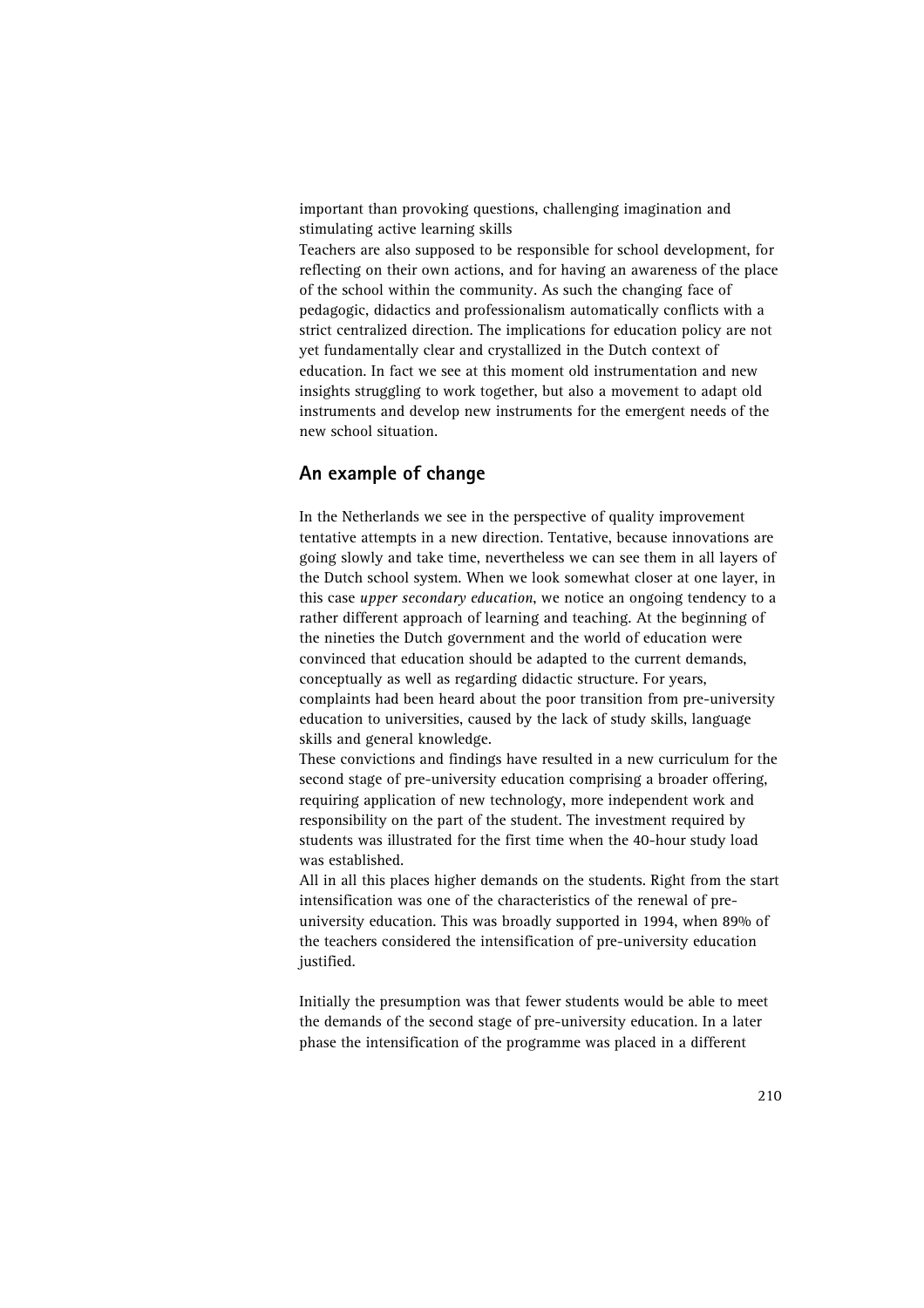important than provoking questions, challenging imagination and stimulating active learning skills

Teachers are also supposed to be responsible for school development, for reflecting on their own actions, and for having an awareness of the place of the school within the community. As such the changing face of pedagogic, didactics and professionalism automatically conflicts with a strict centralized direction. The implications for education policy are not yet fundamentally clear and crystallized in the Dutch context of education. In fact we see at this moment old instrumentation and new insights struggling to work together, but also a movement to adapt old instruments and develop new instruments for the emergent needs of the new school situation.

## An example of change

In the Netherlands we see in the perspective of quality improvement tentative attempts in a new direction. Tentative, because innovations are going slowly and take time, nevertheless we can see them in all layers of the Dutch school system. When we look somewhat closer at one layer, in this case *upper secondary education*, we notice an ongoing tendency to a rather different approach of learning and teaching. At the beginning of the nineties the Dutch government and the world of education were convinced that education should be adapted to the current demands, conceptually as well as regarding didactic structure. For years, complaints had been heard about the poor transition from pre-university education to universities, caused by the lack of study skills, language skills and general knowledge.

These convictions and findings have resulted in a new curriculum for the second stage of pre-university education comprising a broader offering, requiring application of new technology, more independent work and responsibility on the part of the student. The investment required by students was illustrated for the first time when the 40-hour study load was established.

All in all this places higher demands on the students. Right from the start intensification was one of the characteristics of the renewal of pre-university education. This was broadly supported in 1994, when 89% of the teachers considered the intensification of pre-university education justified.

Initially the presumption was that fewer students would be able to meet the demands of the second stage of pre-university education. In a later phase the intensification of the programme was placed in a different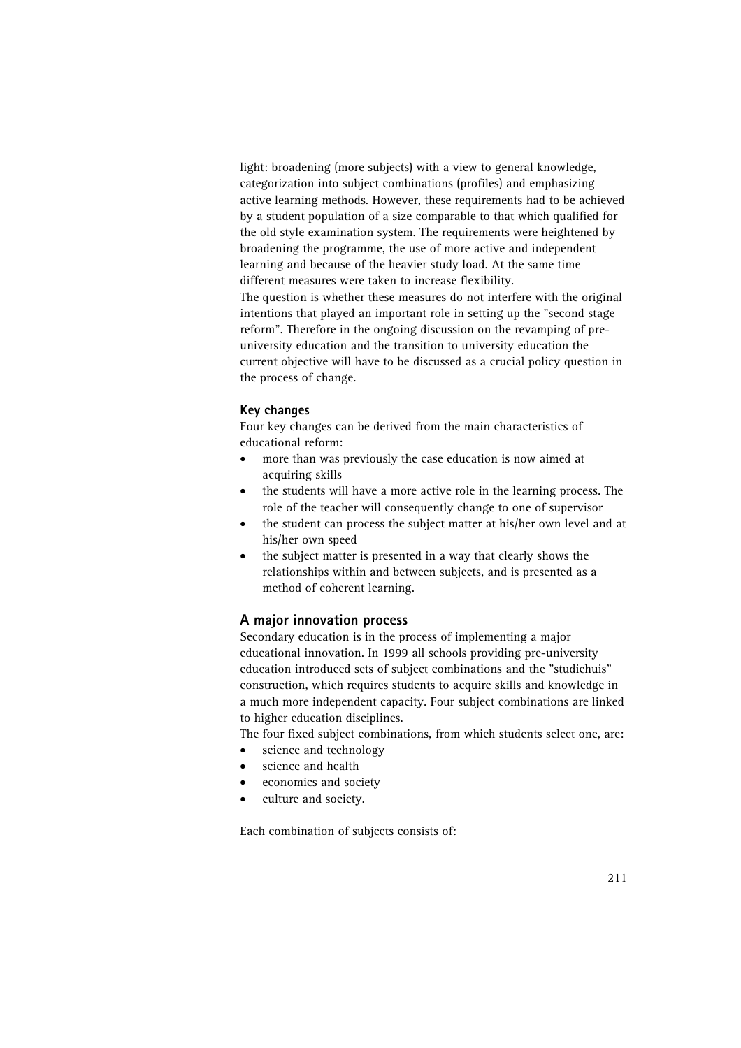light: broadening (more subjects) with a view to general knowledge, categorization into subject combinations (profiles) and emphasizing active learning methods. However, these requirements had to be achieved by a student population of a size comparable to that which qualified for the old style examination system. The requirements were heightened by broadening the programme, the use of more active and independent learning and because of the heavier study load. At the same time different measures were taken to increase flexibility.

The question is whether these measures do not interfere with the original intentions that played an important role in setting up the "second stage reform". Therefore in the ongoing discussion on the revamping of pre-university education and the transition to university education the current objective will have to be discussed as a crucial policy question in the process of change.

### Key changes

Four key changes can be derived from the main characteristics of educational reform:

- more than was previously the case education is now aimed at acquiring skills
- the students will have a more active role in the learning process. The role of the teacher will consequently change to one of supervisor
- the student can process the subject matter at his/her own level and at his/her own speed
- the subject matter is presented in a way that clearly shows the relationships within and between subjects, and is presented as a method of coherent learning.

## A major innovation process

Secondary education is in the process of implementing a major educational innovation. In 1999 all schools providing pre-university education introduced sets of subject combinations and the "studiehuis" construction, which requires students to acquire skills and knowledge in a much more independent capacity. Four subject combinations are linked to higher education disciplines.

The four fixed subject combinations, from which students select one, are:

- science and technology
- science and health
- economics and society
- culture and society.

Each combination of subjects consists of: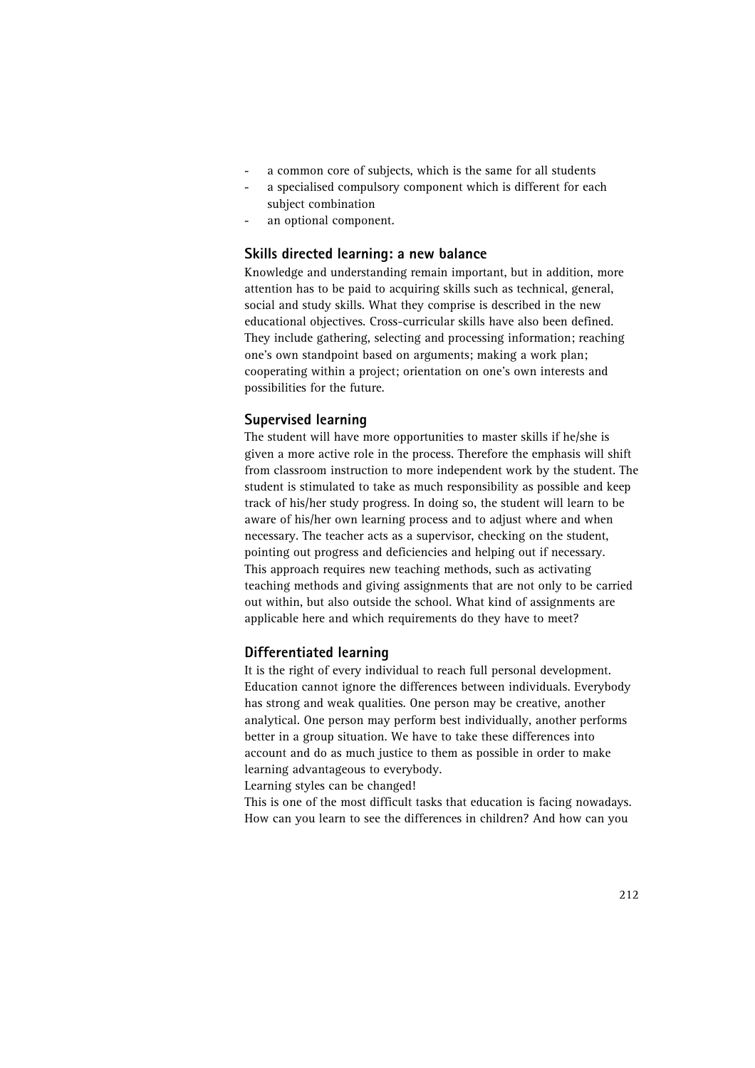- a common core of subjects, which is the same for all students
- a specialised compulsory component which is different for each subject combination
- an optional component.

### Skills directed learning: a new balance

Knowledge and understanding remain important, but in addition, more attention has to be paid to acquiring skills such as technical, general, social and study skills. What they comprise is described in the new educational objectives. Cross-curricular skills have also been defined. They include gathering, selecting and processing information; reaching one's own standpoint based on arguments; making a work plan; cooperating within a project; orientation on one's own interests and possibilities for the future.

### Supervised learning

The student will have more opportunities to master skills if he/she is given a more active role in the process. Therefore the emphasis will shift from classroom instruction to more independent work by the student. The student is stimulated to take as much responsibility as possible and keep track of his/her study progress. In doing so, the student will learn to be aware of his/her own learning process and to adjust where and when necessary. The teacher acts as a supervisor, checking on the student, pointing out progress and deficiencies and helping out if necessary.
This approach requires new teaching methods, such as activating teaching methods and giving assignments that are not only to be carried out within, but also outside the school. What kind of assignments are applicable here and which requirements do they have to meet?

### Differentiated learning

It is the right of every individual to reach full personal development. Education cannot ignore the differences between individuals. Everybody has strong and weak qualities. One person may be creative, another analytical. One person may perform best individually, another performs better in a group situation. We have to take these differences into account and do as much justice to them as possible in order to make learning advantageous to everybody.
Learning styles can be changed!
This is one of the most difficult tasks that education is facing nowadays. How can you learn to see the differences in children? And how can you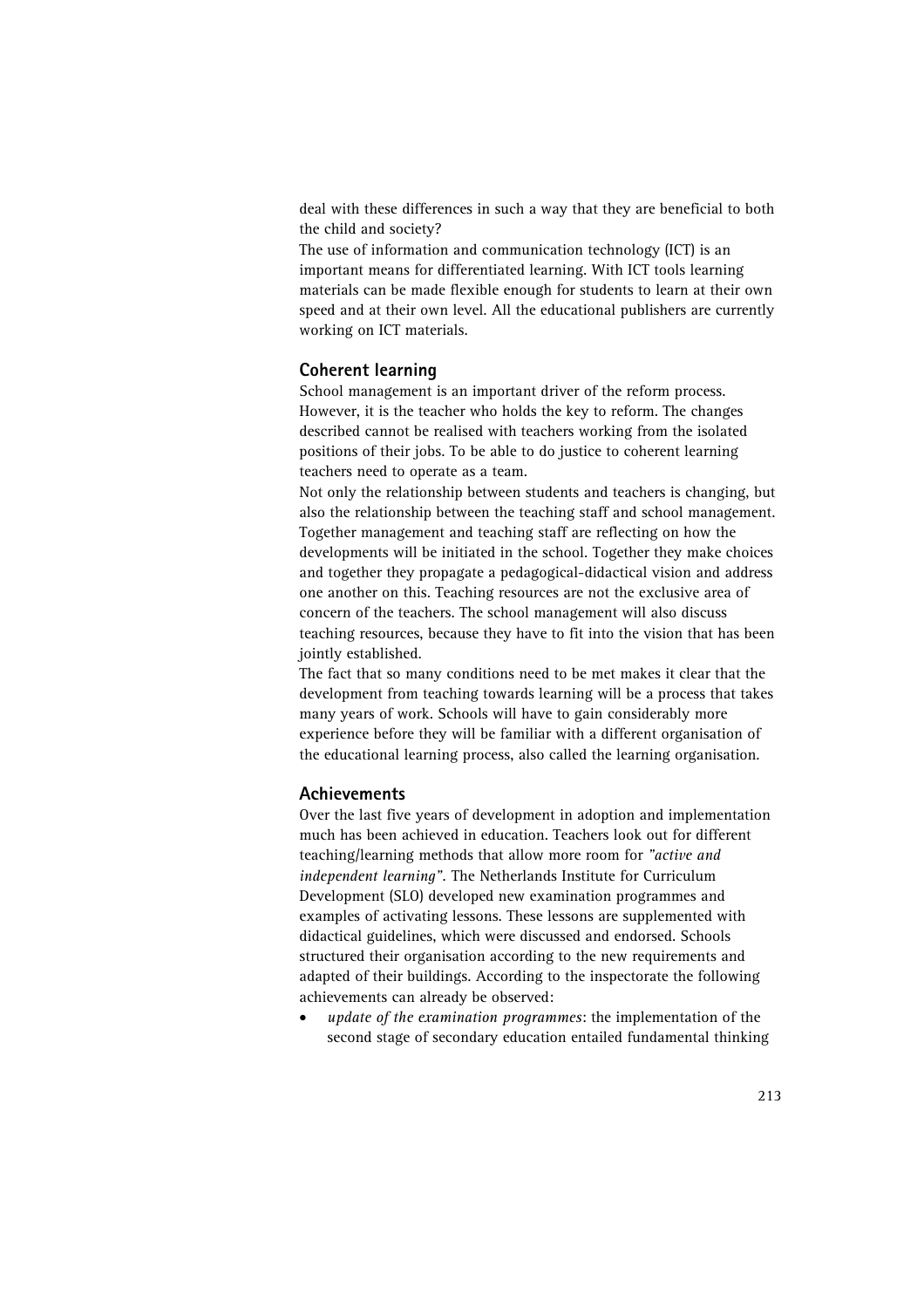deal with these differences in such a way that they are beneficial to both the child and society?

The use of information and communication technology (ICT) is an important means for differentiated learning. With ICT tools learning materials can be made flexible enough for students to learn at their own speed and at their own level. All the educational publishers are currently working on ICT materials.

### Coherent learning

School management is an important driver of the reform process. However, it is the teacher who holds the key to reform. The changes described cannot be realised with teachers working from the isolated positions of their jobs. To be able to do justice to coherent learning teachers need to operate as a team.

Not only the relationship between students and teachers is changing, but also the relationship between the teaching staff and school management. Together management and teaching staff are reflecting on how the developments will be initiated in the school. Together they make choices and together they propagate a pedagogical-didactical vision and address one another on this. Teaching resources are not the exclusive area of concern of the teachers. The school management will also discuss teaching resources, because they have to fit into the vision that has been jointly established.

The fact that so many conditions need to be met makes it clear that the development from teaching towards learning will be a process that takes many years of work. Schools will have to gain considerably more experience before they will be familiar with a different organisation of the educational learning process, also called the learning organisation.

### Achievements

Over the last five years of development in adoption and implementation much has been achieved in education. Teachers look out for different teaching/learning methods that allow more room for *"active and independent learning"*. The Netherlands Institute for Curriculum Development (SLO) developed new examination programmes and examples of activating lessons. These lessons are supplemented with didactical guidelines, which were discussed and endorsed. Schools structured their organisation according to the new requirements and adapted of their buildings. According to the inspectorate the following achievements can already be observed:

- *update of the examination programmes*: the implementation of the second stage of secondary education entailed fundamental thinking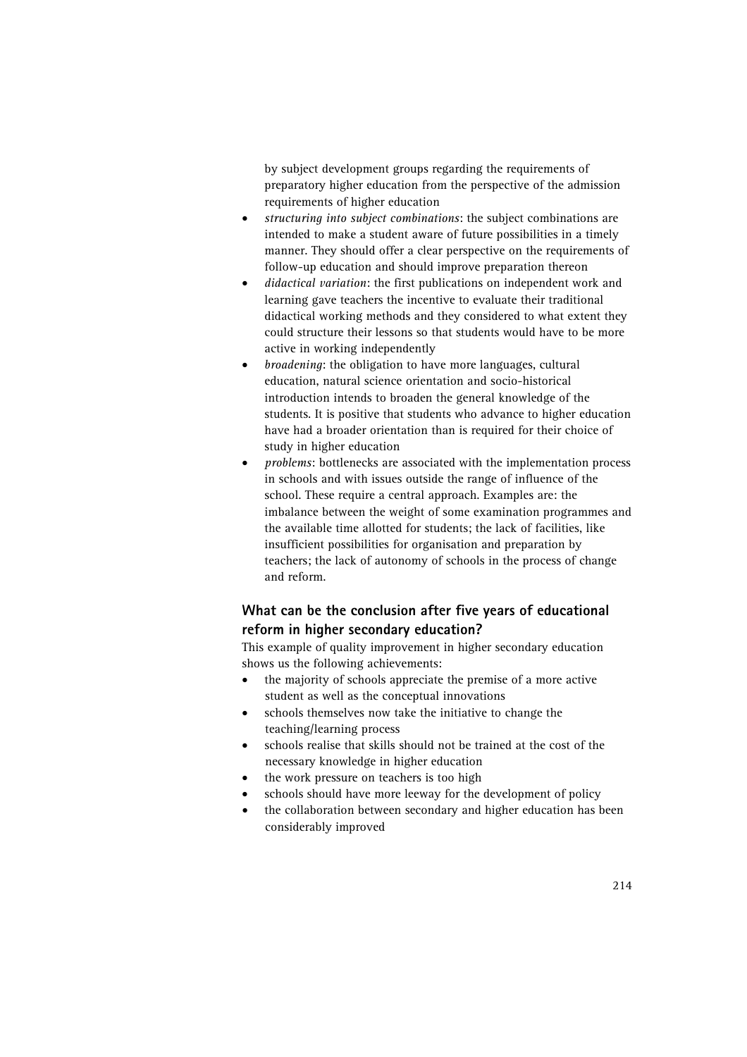by subject development groups regarding the requirements of preparatory higher education from the perspective of the admission requirements of higher education

- *structuring into subject combinations*: the subject combinations are intended to make a student aware of future possibilities in a timely manner. They should offer a clear perspective on the requirements of follow-up education and should improve preparation thereon
- *didactical variation*: the first publications on independent work and learning gave teachers the incentive to evaluate their traditional didactical working methods and they considered to what extent they could structure their lessons so that students would have to be more active in working independently
- *broadening*: the obligation to have more languages, cultural education, natural science orientation and socio-historical introduction intends to broaden the general knowledge of the students. It is positive that students who advance to higher education have had a broader orientation than is required for their choice of study in higher education
- *problems*: bottlenecks are associated with the implementation process in schools and with issues outside the range of influence of the school. These require a central approach. Examples are: the imbalance between the weight of some examination programmes and the available time allotted for students; the lack of facilities, like insufficient possibilities for organisation and preparation by teachers; the lack of autonomy of schools in the process of change and reform.

## What can be the conclusion after five years of educational reform in higher secondary education?

This example of quality improvement in higher secondary education shows us the following achievements:

- the majority of schools appreciate the premise of a more active student as well as the conceptual innovations
- schools themselves now take the initiative to change the teaching/learning process
- schools realise that skills should not be trained at the cost of the necessary knowledge in higher education
- the work pressure on teachers is too high
- schools should have more leeway for the development of policy
- the collaboration between secondary and higher education has been considerably improved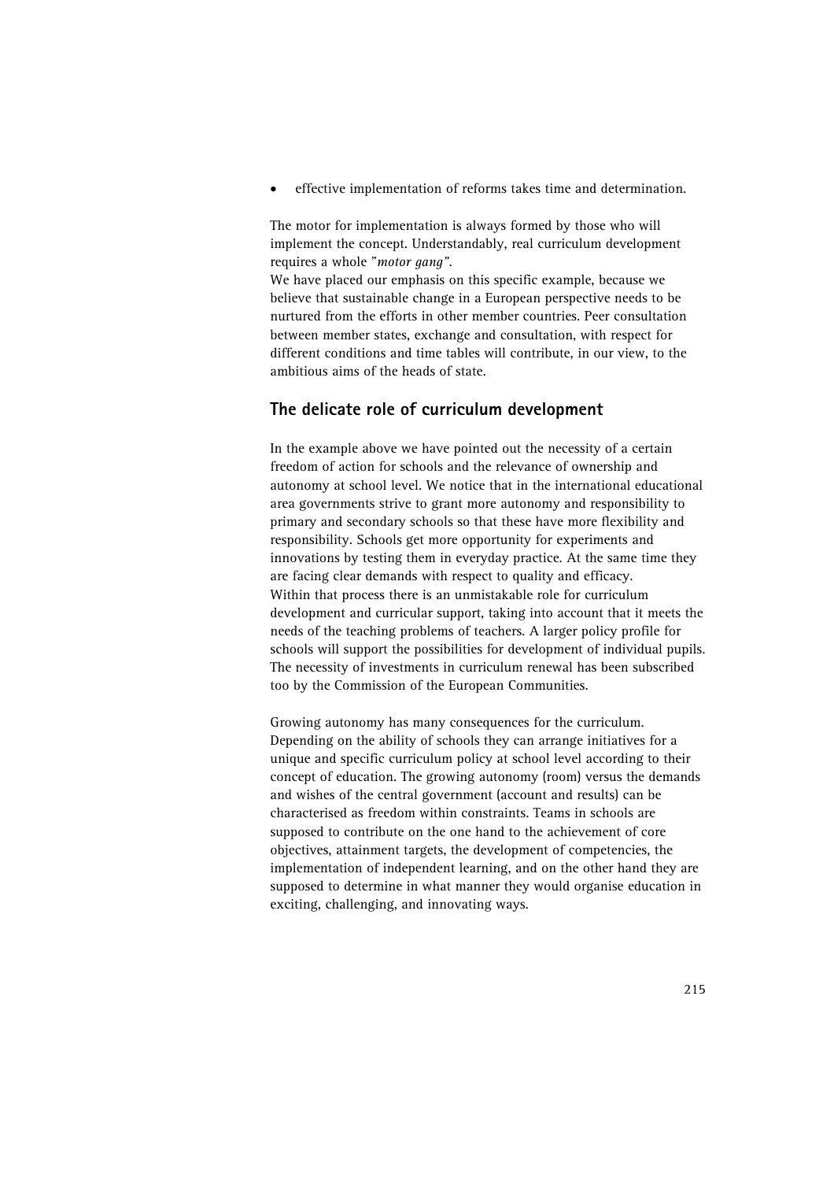- effective implementation of reforms takes time and determination.

The motor for implementation is always formed by those who will implement the concept. Understandably, real curriculum development requires a whole "*motor gang*".
We have placed our emphasis on this specific example, because we believe that sustainable change in a European perspective needs to be nurtured from the efforts in other member countries. Peer consultation between member states, exchange and consultation, with respect for different conditions and time tables will contribute, in our view, to the ambitious aims of the heads of state.

## The delicate role of curriculum development

In the example above we have pointed out the necessity of a certain freedom of action for schools and the relevance of ownership and autonomy at school level. We notice that in the international educational area governments strive to grant more autonomy and responsibility to primary and secondary schools so that these have more flexibility and responsibility. Schools get more opportunity for experiments and innovations by testing them in everyday practice. At the same time they are facing clear demands with respect to quality and efficacy.
Within that process there is an unmistakable role for curriculum development and curricular support, taking into account that it meets the needs of the teaching problems of teachers. A larger policy profile for schools will support the possibilities for development of individual pupils. The necessity of investments in curriculum renewal has been subscribed too by the Commission of the European Communities.

Growing autonomy has many consequences for the curriculum. Depending on the ability of schools they can arrange initiatives for a unique and specific curriculum policy at school level according to their concept of education. The growing autonomy (room) versus the demands and wishes of the central government (account and results) can be characterised as freedom within constraints. Teams in schools are supposed to contribute on the one hand to the achievement of core objectives, attainment targets, the development of competencies, the implementation of independent learning, and on the other hand they are supposed to determine in what manner they would organise education in exciting, challenging, and innovating ways.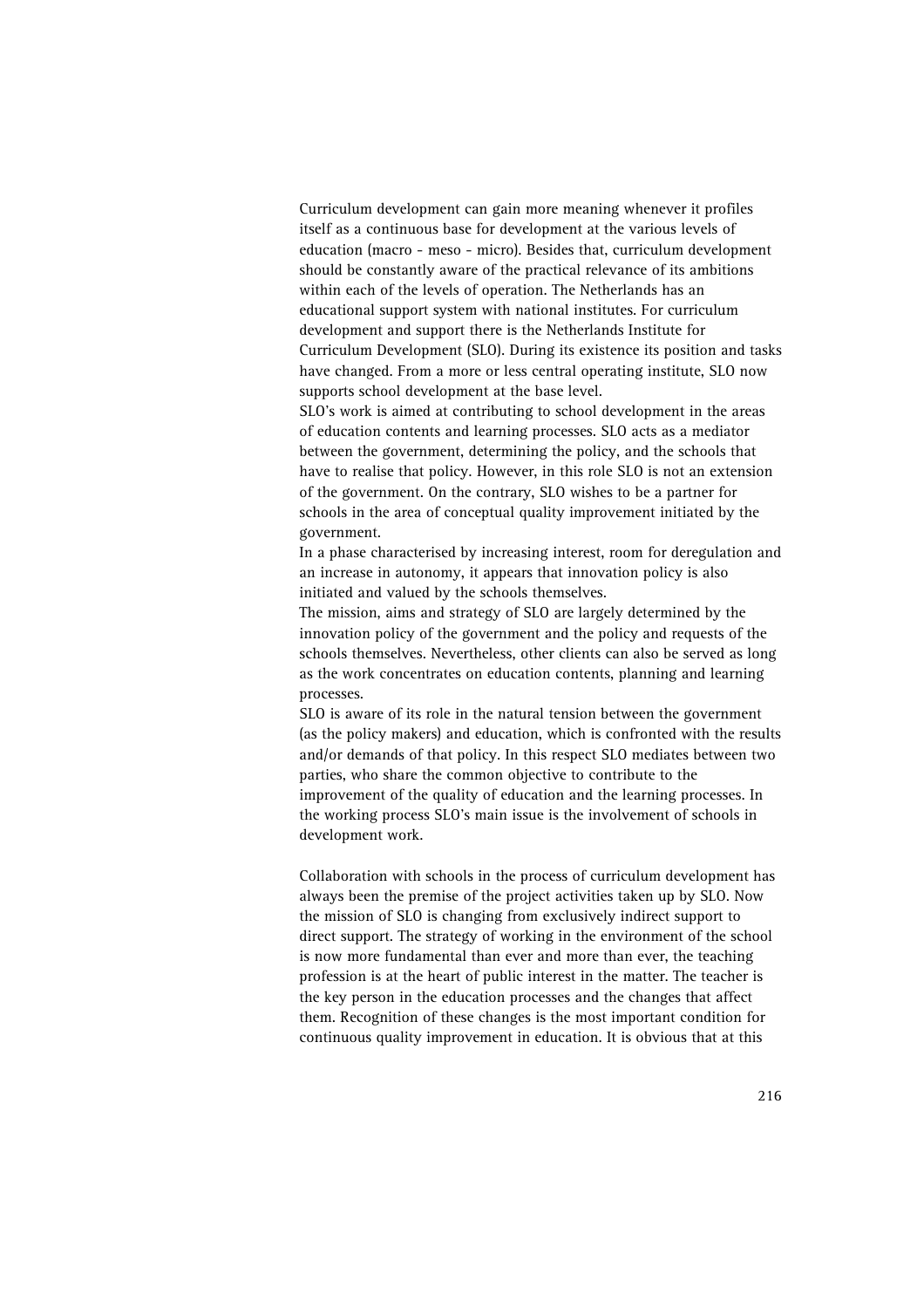Curriculum development can gain more meaning whenever it profiles itself as a continuous base for development at the various levels of education (macro - meso - micro). Besides that, curriculum development should be constantly aware of the practical relevance of its ambitions within each of the levels of operation. The Netherlands has an educational support system with national institutes. For curriculum development and support there is the Netherlands Institute for Curriculum Development (SLO). During its existence its position and tasks have changed. From a more or less central operating institute, SLO now supports school development at the base level.

SLO's work is aimed at contributing to school development in the areas of education contents and learning processes. SLO acts as a mediator between the government, determining the policy, and the schools that have to realise that policy. However, in this role SLO is not an extension of the government. On the contrary, SLO wishes to be a partner for schools in the area of conceptual quality improvement initiated by the government.

In a phase characterised by increasing interest, room for deregulation and an increase in autonomy, it appears that innovation policy is also initiated and valued by the schools themselves.

The mission, aims and strategy of SLO are largely determined by the innovation policy of the government and the policy and requests of the schools themselves. Nevertheless, other clients can also be served as long as the work concentrates on education contents, planning and learning processes.

SLO is aware of its role in the natural tension between the government (as the policy makers) and education, which is confronted with the results and/or demands of that policy. In this respect SLO mediates between two parties, who share the common objective to contribute to the improvement of the quality of education and the learning processes. In the working process SLO's main issue is the involvement of schools in development work.

Collaboration with schools in the process of curriculum development has always been the premise of the project activities taken up by SLO. Now the mission of SLO is changing from exclusively indirect support to direct support. The strategy of working in the environment of the school is now more fundamental than ever and more than ever, the teaching profession is at the heart of public interest in the matter. The teacher is the key person in the education processes and the changes that affect them. Recognition of these changes is the most important condition for continuous quality improvement in education. It is obvious that at this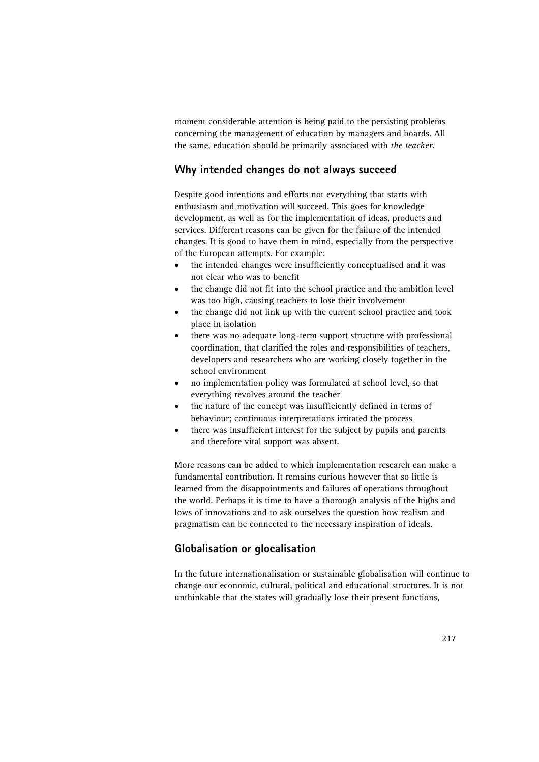moment considerable attention is being paid to the persisting problems concerning the management of education by managers and boards. All the same, education should be primarily associated with *the teacher*.

## Why intended changes do not always succeed

Despite good intentions and efforts not everything that starts with enthusiasm and motivation will succeed. This goes for knowledge development, as well as for the implementation of ideas, products and services. Different reasons can be given for the failure of the intended changes. It is good to have them in mind, especially from the perspective of the European attempts. For example:

- the intended changes were insufficiently conceptualised and it was not clear who was to benefit
- the change did not fit into the school practice and the ambition level was too high, causing teachers to lose their involvement
- the change did not link up with the current school practice and took place in isolation
- there was no adequate long-term support structure with professional coordination, that clarified the roles and responsibilities of teachers, developers and researchers who are working closely together in the school environment
- no implementation policy was formulated at school level, so that everything revolves around the teacher
- the nature of the concept was insufficiently defined in terms of behaviour; continuous interpretations irritated the process
- there was insufficient interest for the subject by pupils and parents and therefore vital support was absent.

More reasons can be added to which implementation research can make a fundamental contribution. It remains curious however that so little is learned from the disappointments and failures of operations throughout the world. Perhaps it is time to have a thorough analysis of the highs and lows of innovations and to ask ourselves the question how realism and pragmatism can be connected to the necessary inspiration of ideals.

## Globalisation or glocalisation

In the future internationalisation or sustainable globalisation will continue to change our economic, cultural, political and educational structures. It is not unthinkable that the states will gradually lose their present functions,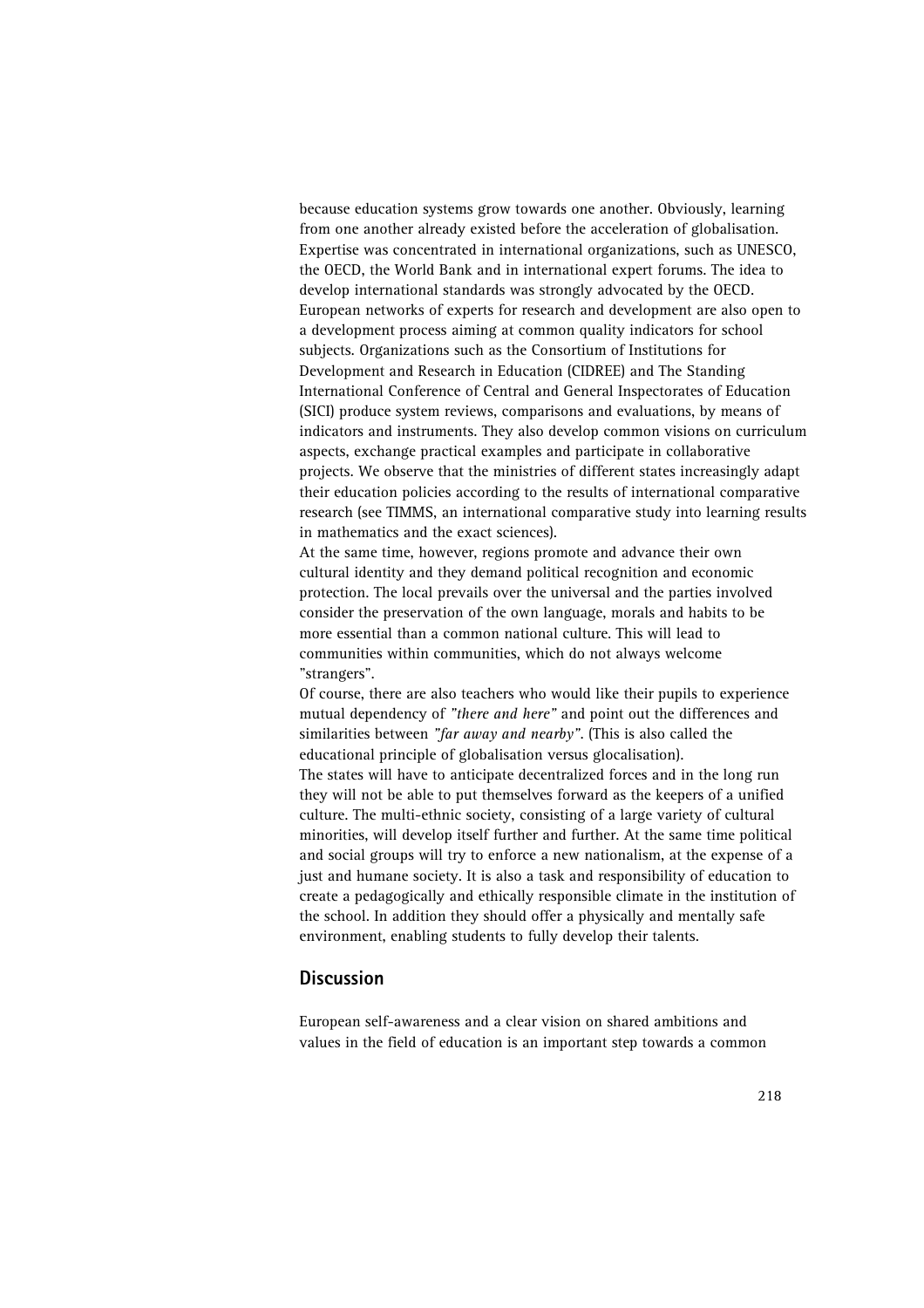because education systems grow towards one another. Obviously, learning from one another already existed before the acceleration of globalisation. Expertise was concentrated in international organizations, such as UNESCO, the OECD, the World Bank and in international expert forums. The idea to develop international standards was strongly advocated by the OECD. European networks of experts for research and development are also open to a development process aiming at common quality indicators for school subjects. Organizations such as the Consortium of Institutions for Development and Research in Education (CIDREE) and The Standing International Conference of Central and General Inspectorates of Education (SICI) produce system reviews, comparisons and evaluations, by means of indicators and instruments. They also develop common visions on curriculum aspects, exchange practical examples and participate in collaborative projects. We observe that the ministries of different states increasingly adapt their education policies according to the results of international comparative research (see TIMMS, an international comparative study into learning results in mathematics and the exact sciences).

At the same time, however, regions promote and advance their own cultural identity and they demand political recognition and economic protection. The local prevails over the universal and the parties involved consider the preservation of the own language, morals and habits to be more essential than a common national culture. This will lead to communities within communities, which do not always welcome "strangers".

Of course, there are also teachers who would like their pupils to experience mutual dependency of *"there and here"* and point out the differences and similarities between *"far away and nearby"*. (This is also called the educational principle of globalisation versus glocalisation).

The states will have to anticipate decentralized forces and in the long run they will not be able to put themselves forward as the keepers of a unified culture. The multi-ethnic society, consisting of a large variety of cultural minorities, will develop itself further and further. At the same time political and social groups will try to enforce a new nationalism, at the expense of a just and humane society. It is also a task and responsibility of education to create a pedagogically and ethically responsible climate in the institution of the school. In addition they should offer a physically and mentally safe environment, enabling students to fully develop their talents.

## Discussion

European self-awareness and a clear vision on shared ambitions and values in the field of education is an important step towards a common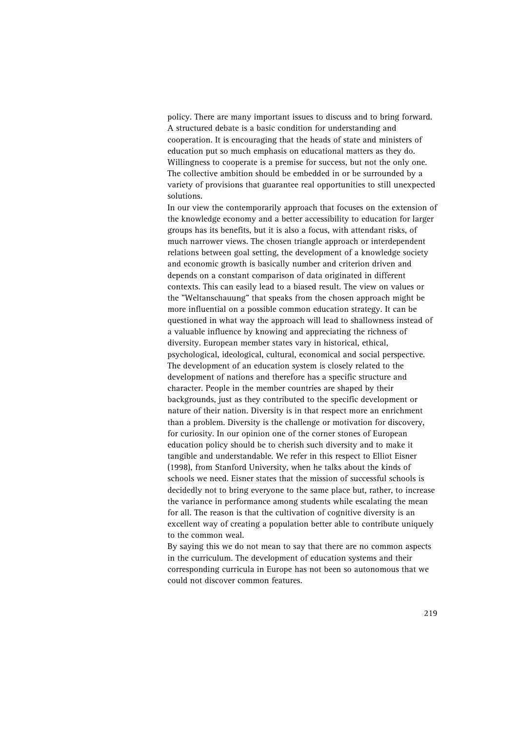policy. There are many important issues to discuss and to bring forward. A structured debate is a basic condition for understanding and cooperation. It is encouraging that the heads of state and ministers of education put so much emphasis on educational matters as they do. Willingness to cooperate is a premise for success, but not the only one. The collective ambition should be embedded in or be surrounded by a variety of provisions that guarantee real opportunities to still unexpected solutions.

In our view the contemporarily approach that focuses on the extension of the knowledge economy and a better accessibility to education for larger groups has its benefits, but it is also a focus, with attendant risks, of much narrower views. The chosen triangle approach or interdependent relations between goal setting, the development of a knowledge society and economic growth is basically number and criterion driven and depends on a constant comparison of data originated in different contexts. This can easily lead to a biased result. The view on values or the "Weltanschauung" that speaks from the chosen approach might be more influential on a possible common education strategy. It can be questioned in what way the approach will lead to shallowness instead of a valuable influence by knowing and appreciating the richness of diversity. European member states vary in historical, ethical, psychological, ideological, cultural, economical and social perspective. The development of an education system is closely related to the development of nations and therefore has a specific structure and character. People in the member countries are shaped by their backgrounds, just as they contributed to the specific development or nature of their nation. Diversity is in that respect more an enrichment than a problem. Diversity is the challenge or motivation for discovery, for curiosity. In our opinion one of the corner stones of European education policy should be to cherish such diversity and to make it tangible and understandable. We refer in this respect to Elliot Eisner (1998), from Stanford University, when he talks about the kinds of schools we need. Eisner states that the mission of successful schools is decidedly not to bring everyone to the same place but, rather, to increase the variance in performance among students while escalating the mean for all. The reason is that the cultivation of cognitive diversity is an excellent way of creating a population better able to contribute uniquely to the common weal.

By saying this we do not mean to say that there are no common aspects in the curriculum. The development of education systems and their corresponding curricula in Europe has not been so autonomous that we could not discover common features.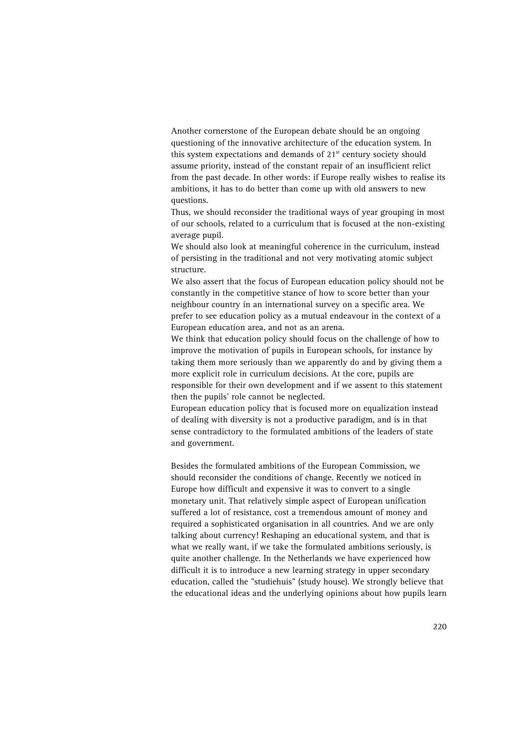Another cornerstone of the European debate should be an ongoing questioning of the innovative architecture of the education system. In this system expectations and demands of 21st century society should assume priority, instead of the constant repair of an insufficient relict from the past decade. In other words: if Europe really wishes to realise its ambitions, it has to do better than come up with old answers to new questions.

Thus, we should reconsider the traditional ways of year grouping in most of our schools, related to a curriculum that is focused at the non-existing average pupil.

We should also look at meaningful coherence in the curriculum, instead of persisting in the traditional and not very motivating atomic subject structure.

We also assert that the focus of European education policy should not be constantly in the competitive stance of how to score better than your neighbour country in an international survey on a specific area. We prefer to see education policy as a mutual endeavour in the context of a European education area, and not as an arena.

We think that education policy should focus on the challenge of how to improve the motivation of pupils in European schools, for instance by taking them more seriously than we apparently do and by giving them a more explicit role in curriculum decisions. At the core, pupils are responsible for their own development and if we assent to this statement then the pupils' role cannot be neglected.

European education policy that is focused more on equalization instead of dealing with diversity is not a productive paradigm, and is in that sense contradictory to the formulated ambitions of the leaders of state and government.

Besides the formulated ambitions of the European Commission, we should reconsider the conditions of change. Recently we noticed in Europe how difficult and expensive it was to convert to a single monetary unit. That relatively simple aspect of European unification suffered a lot of resistance, cost a tremendous amount of money and required a sophisticated organisation in all countries. And we are only talking about currency! Reshaping an educational system, and that is what we really want, if we take the formulated ambitions seriously, is quite another challenge. In the Netherlands we have experienced how difficult it is to introduce a new learning strategy in upper secondary education, called the "studiehuis" (study house). We strongly believe that the educational ideas and the underlying opinions about how pupils learn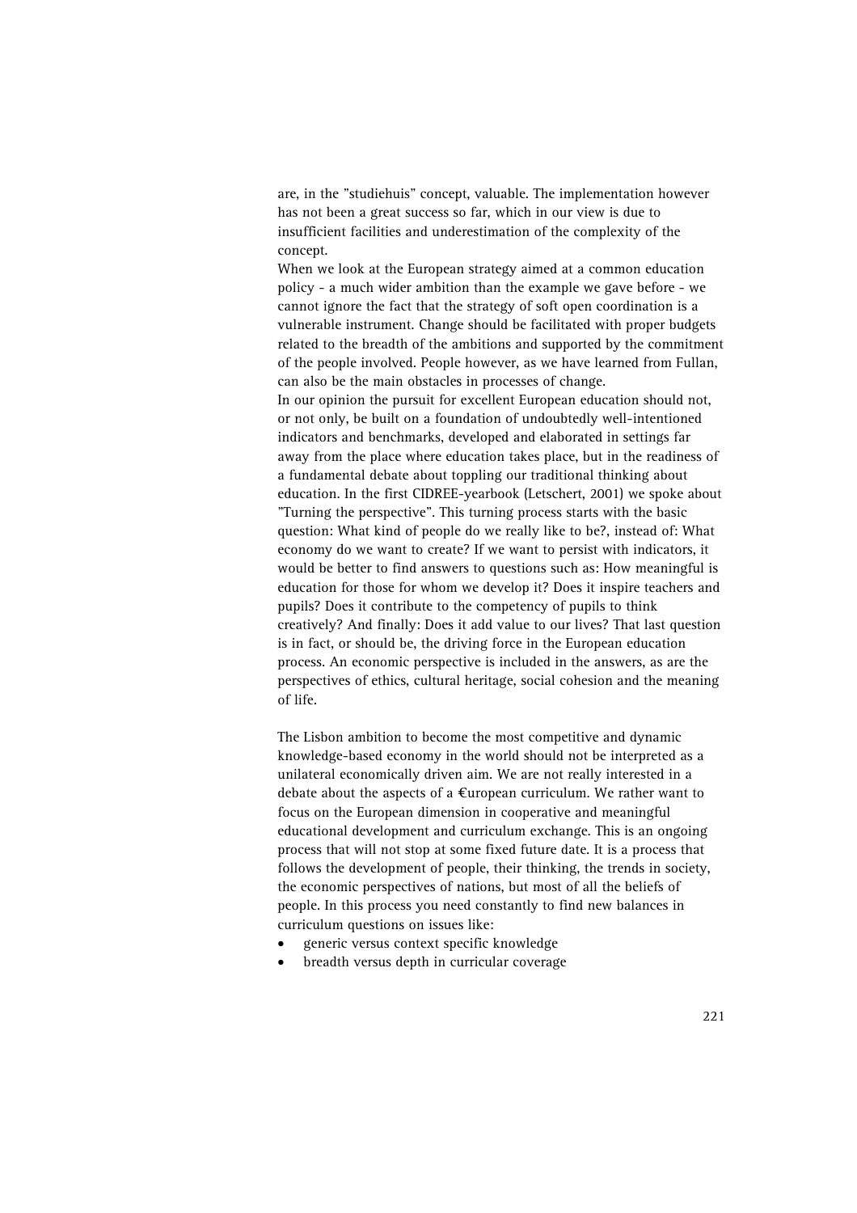are, in the "studiehuis" concept, valuable. The implementation however has not been a great success so far, which in our view is due to insufficient facilities and underestimation of the complexity of the concept.

When we look at the European strategy aimed at a common education policy - a much wider ambition than the example we gave before - we cannot ignore the fact that the strategy of soft open coordination is a vulnerable instrument. Change should be facilitated with proper budgets related to the breadth of the ambitions and supported by the commitment of the people involved. People however, as we have learned from Fullan, can also be the main obstacles in processes of change.

In our opinion the pursuit for excellent European education should not, or not only, be built on a foundation of undoubtedly well-intentioned indicators and benchmarks, developed and elaborated in settings far away from the place where education takes place, but in the readiness of a fundamental debate about toppling our traditional thinking about education. In the first CIDREE-yearbook (Letschert, 2001) we spoke about "Turning the perspective". This turning process starts with the basic question: What kind of people do we really like to be?, instead of: What economy do we want to create? If we want to persist with indicators, it would be better to find answers to questions such as: How meaningful is education for those for whom we develop it? Does it inspire teachers and pupils? Does it contribute to the competency of pupils to think creatively? And finally: Does it add value to our lives? That last question is in fact, or should be, the driving force in the European education process. An economic perspective is included in the answers, as are the perspectives of ethics, cultural heritage, social cohesion and the meaning of life.

The Lisbon ambition to become the most competitive and dynamic knowledge-based economy in the world should not be interpreted as a unilateral economically driven aim. We are not really interested in a debate about the aspects of a €uropean curriculum. We rather want to focus on the European dimension in cooperative and meaningful educational development and curriculum exchange. This is an ongoing process that will not stop at some fixed future date. It is a process that follows the development of people, their thinking, the trends in society, the economic perspectives of nations, but most of all the beliefs of people. In this process you need constantly to find new balances in curriculum questions on issues like:

- generic versus context specific knowledge
- breadth versus depth in curricular coverage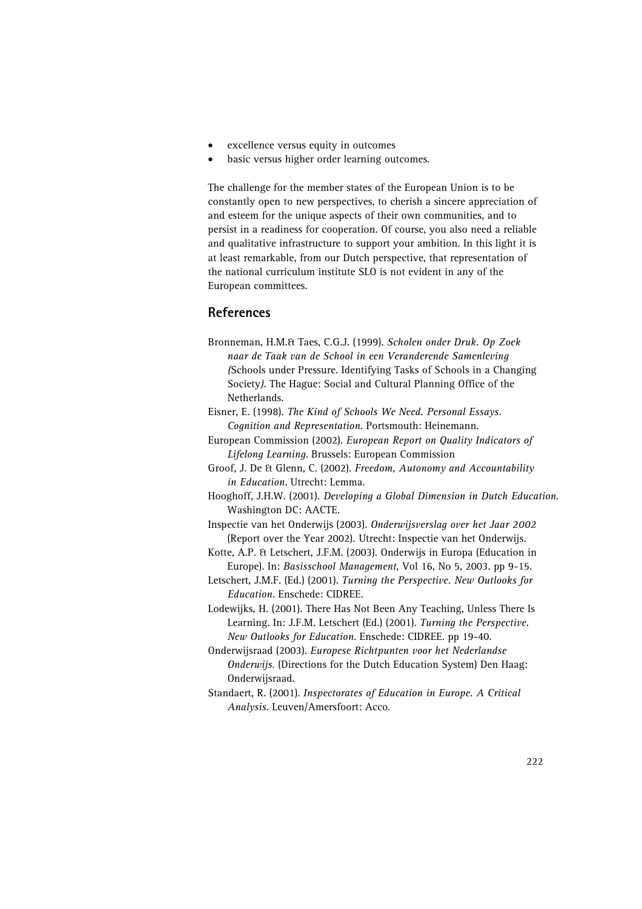- excellence versus equity in outcomes
- basic versus higher order learning outcomes.

The challenge for the member states of the European Union is to be constantly open to new perspectives, to cherish a sincere appreciation of and esteem for the unique aspects of their own communities, and to persist in a readiness for cooperation. Of course, you also need a reliable and qualitative infrastructure to support your ambition. In this light it is at least remarkable, from our Dutch perspective, that representation of the national curriculum institute SLO is not evident in any of the European committees.

## References

Bronneman, H.M.& Taes, C.G.J. (1999). *Scholen onder Druk. Op Zoek naar de Taak van de School in een Veranderende Samenleving (*Schools under Pressure. Identifying Tasks of Schools in a Changing Society*)*. The Hague: Social and Cultural Planning Office of the Netherlands.

Eisner, E. (1998). *The Kind of Schools We Need. Personal Essays. Cognition and Representation*. Portsmouth: Heinemann.

European Commission (2002). *European Report on Quality Indicators of Lifelong Learning*. Brussels: European Commission

Groof, J. De & Glenn, C. (2002). *Freedom, Autonomy and Accountability in Education*. Utrecht: Lemma.

Hooghoff, J.H.W. (2001). *Developing a Global Dimension in Dutch Education*. Washington DC: AACTE.

Inspectie van het Onderwijs (2003). *Onderwijsverslag over het Jaar 2002* (Report over the Year 2002). Utrecht: Inspectie van het Onderwijs.

Kotte, A.P. & Letschert, J.F.M. (2003). Onderwijs in Europa (Education in Europe). In: *Basisschool Management*, Vol 16, No 5, 2003. pp 9-15.

Letschert, J.M.F. (Ed.) (2001). *Turning the Perspective. New Outlooks for Education*. Enschede: CIDREE.

Lodewijks, H. (2001). There Has Not Been Any Teaching, Unless There Is Learning. In: J.F.M. Letschert (Ed.) (2001). *Turning the Perspective. New Outlooks for Education*. Enschede: CIDREE. pp 19-40.

Onderwijsraad (2003). *Europese Richtpunten voor het Nederlandse Onderwijs*. (Directions for the Dutch Education System) Den Haag: Onderwijsraad.

Standaert, R. (2001). *Inspectorates of Education in Europe. A Critical Analysis*. Leuven/Amersfoort: Acco.